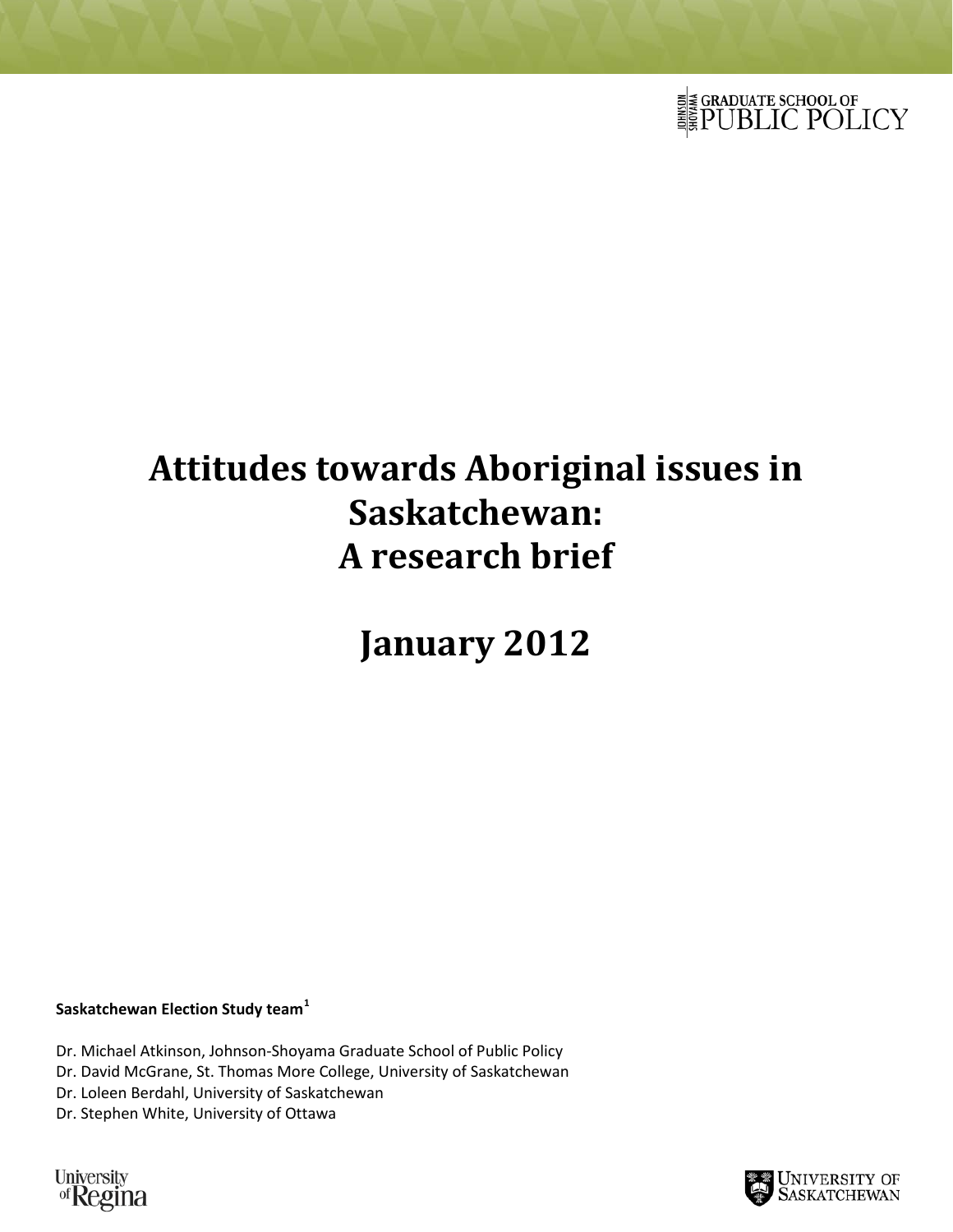JOHNSON SHOYAMA GRADUATE SCHOOL OF PUBLIC POLICY

# Attitudes towards Aboriginal issues in Saskatchewan: A research brief

# January 2012

**Saskatchewan Election Study team**[1]

Dr. Michael Atkinson, Johnson-Shoyama Graduate School of Public Policy
Dr. David McGrane, St. Thomas More College, University of Saskatchewan
Dr. Loleen Berdahl, University of Saskatchewan
Dr. Stephen White, University of Ottawa

University of Regina

University of Saskatchewan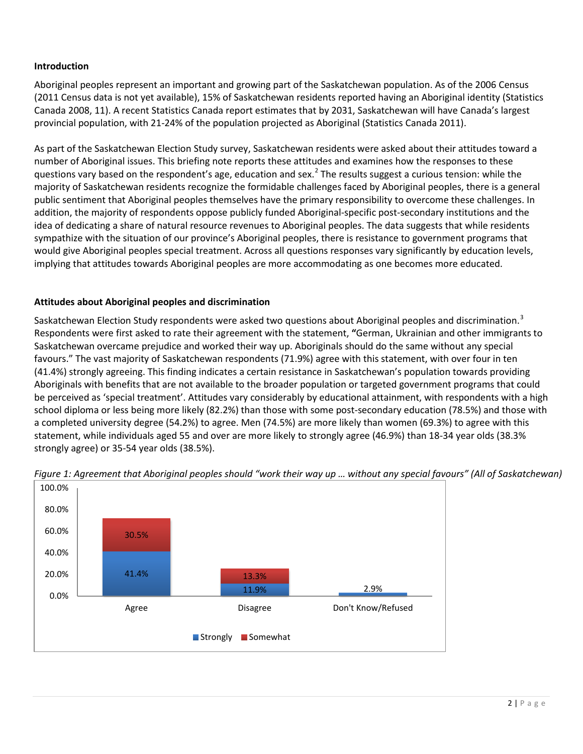## Introduction

Aboriginal peoples represent an important and growing part of the Saskatchewan population. As of the 2006 Census (2011 Census data is not yet available), 15% of Saskatchewan residents reported having an Aboriginal identity (Statistics Canada 2008, 11). A recent Statistics Canada report estimates that by 2031, Saskatchewan will have Canada's largest provincial population, with 21-24% of the population projected as Aboriginal (Statistics Canada 2011).

As part of the Saskatchewan Election Study survey, Saskatchewan residents were asked about their attitudes toward a number of Aboriginal issues. This briefing note reports these attitudes and examines how the responses to these questions vary based on the respondent's age, education and sex.[2] The results suggest a curious tension: while the majority of Saskatchewan residents recognize the formidable challenges faced by Aboriginal peoples, there is a general public sentiment that Aboriginal peoples themselves have the primary responsibility to overcome these challenges. In addition, the majority of respondents oppose publicly funded Aboriginal-specific post-secondary institutions and the idea of dedicating a share of natural resource revenues to Aboriginal peoples. The data suggests that while residents sympathize with the situation of our province's Aboriginal peoples, there is resistance to government programs that would give Aboriginal peoples special treatment. Across all questions responses vary significantly by education levels, implying that attitudes towards Aboriginal peoples are more accommodating as one becomes more educated.

## Attitudes about Aboriginal peoples and discrimination

Saskatchewan Election Study respondents were asked two questions about Aboriginal peoples and discrimination.[3] Respondents were first asked to rate their agreement with the statement, **"**German, Ukrainian and other immigrants to Saskatchewan overcame prejudice and worked their way up. Aboriginals should do the same without any special favours." The vast majority of Saskatchewan respondents (71.9%) agree with this statement, with over four in ten (41.4%) strongly agreeing. This finding indicates a certain resistance in Saskatchewan's population towards providing Aboriginals with benefits that are not available to the broader population or targeted government programs that could be perceived as 'special treatment'. Attitudes vary considerably by educational attainment, with respondents with a high school diploma or less being more likely (82.2%) than those with some post-secondary education (78.5%) and those with a completed university degree (54.2%) to agree. Men (74.5%) are more likely than women (69.3%) to agree with this statement, while individuals aged 55 and over are more likely to strongly agree (46.9%) than 18-34 year olds (38.3% strongly agree) or 35-54 year olds (38.5%).

*Figure 1: Agreement that Aboriginal peoples should "work their way up … without any special favours" (All of Saskatchewan)*

| | Strongly | Somewhat |
|---|---|---|
| Agree | 41.4% | 30.5% |
| Disagree | 11.9% | 13.3% |
| Don't Know/Refused | 2.9% | |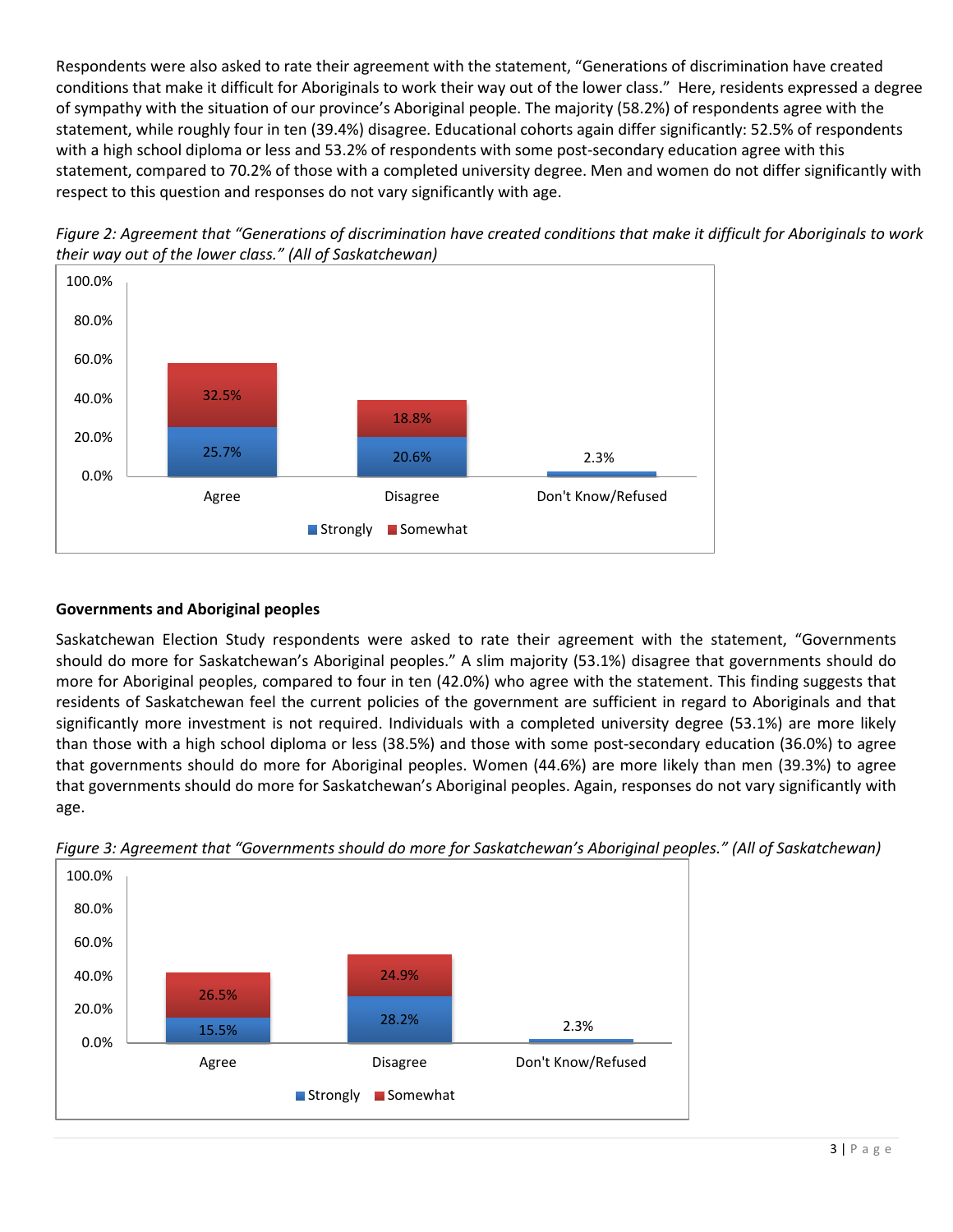Respondents were also asked to rate their agreement with the statement, “Generations of discrimination have created conditions that make it difficult for Aboriginals to work their way out of the lower class.” Here, residents expressed a degree of sympathy with the situation of our province’s Aboriginal people. The majority (58.2%) of respondents agree with the statement, while roughly four in ten (39.4%) disagree. Educational cohorts again differ significantly: 52.5% of respondents with a high school diploma or less and 53.2% of respondents with some post-secondary education agree with this statement, compared to 70.2% of those with a completed university degree. Men and women do not differ significantly with respect to this question and responses do not vary significantly with age.

*Figure 2: Agreement that “Generations of discrimination have created conditions that make it difficult for Aboriginals to work their way out of the lower class.” (All of Saskatchewan)*

| | Strongly | Somewhat |
|---|---|---|
| Agree | 25.7% | 32.5% |
| Disagree | 20.6% | 18.8% |
| Don't Know/Refused | 2.3% | |

## Governments and Aboriginal peoples

Saskatchewan Election Study respondents were asked to rate their agreement with the statement, “Governments should do more for Saskatchewan’s Aboriginal peoples.” A slim majority (53.1%) disagree that governments should do more for Aboriginal peoples, compared to four in ten (42.0%) who agree with the statement. This finding suggests that residents of Saskatchewan feel the current policies of the government are sufficient in regard to Aboriginals and that significantly more investment is not required. Individuals with a completed university degree (53.1%) are more likely than those with a high school diploma or less (38.5%) and those with some post-secondary education (36.0%) to agree that governments should do more for Aboriginal peoples. Women (44.6%) are more likely than men (39.3%) to agree that governments should do more for Saskatchewan’s Aboriginal peoples. Again, responses do not vary significantly with age.

*Figure 3: Agreement that “Governments should do more for Saskatchewan’s Aboriginal peoples.” (All of Saskatchewan)*

| | Strongly | Somewhat |
|---|---|---|
| Agree | 15.5% | 26.5% |
| Disagree | 28.2% | 24.9% |
| Don't Know/Refused | 2.3% | |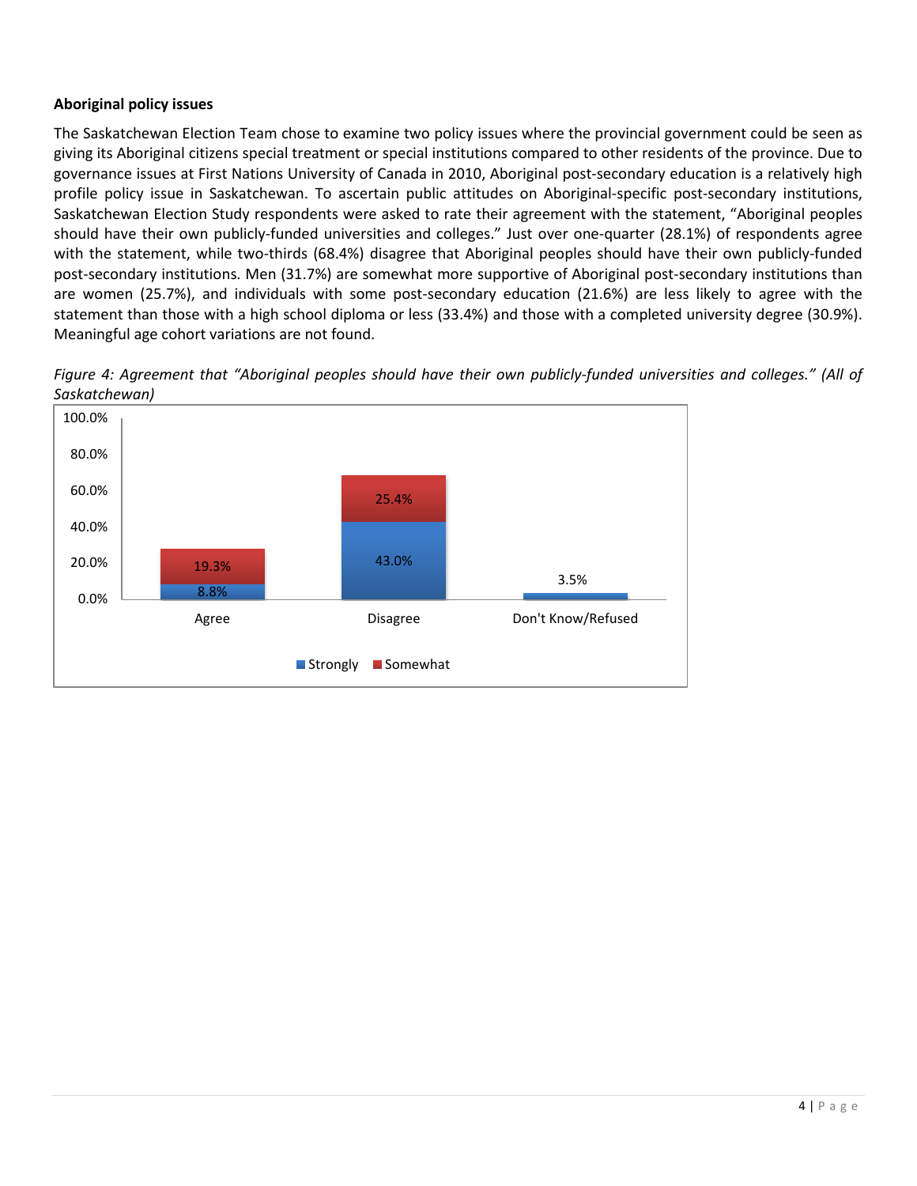**Aboriginal policy issues**

The Saskatchewan Election Team chose to examine two policy issues where the provincial government could be seen as giving its Aboriginal citizens special treatment or special institutions compared to other residents of the province. Due to governance issues at First Nations University of Canada in 2010, Aboriginal post-secondary education is a relatively high profile policy issue in Saskatchewan. To ascertain public attitudes on Aboriginal-specific post-secondary institutions, Saskatchewan Election Study respondents were asked to rate their agreement with the statement, "Aboriginal peoples should have their own publicly-funded universities and colleges." Just over one-quarter (28.1%) of respondents agree with the statement, while two-thirds (68.4%) disagree that Aboriginal peoples should have their own publicly-funded post-secondary institutions. Men (31.7%) are somewhat more supportive of Aboriginal post-secondary institutions than are women (25.7%), and individuals with some post-secondary education (21.6%) are less likely to agree with the statement than those with a high school diploma or less (33.4%) and those with a completed university degree (30.9%). Meaningful age cohort variations are not found.

*Figure 4: Agreement that "Aboriginal peoples should have their own publicly-funded universities and colleges." (All of Saskatchewan)*

| | Strongly | Somewhat |
|---|---|---|
| Agree | 8.8% | 19.3% |
| Disagree | 43.0% | 25.4% |
| Don't Know/Refused | 3.5% | |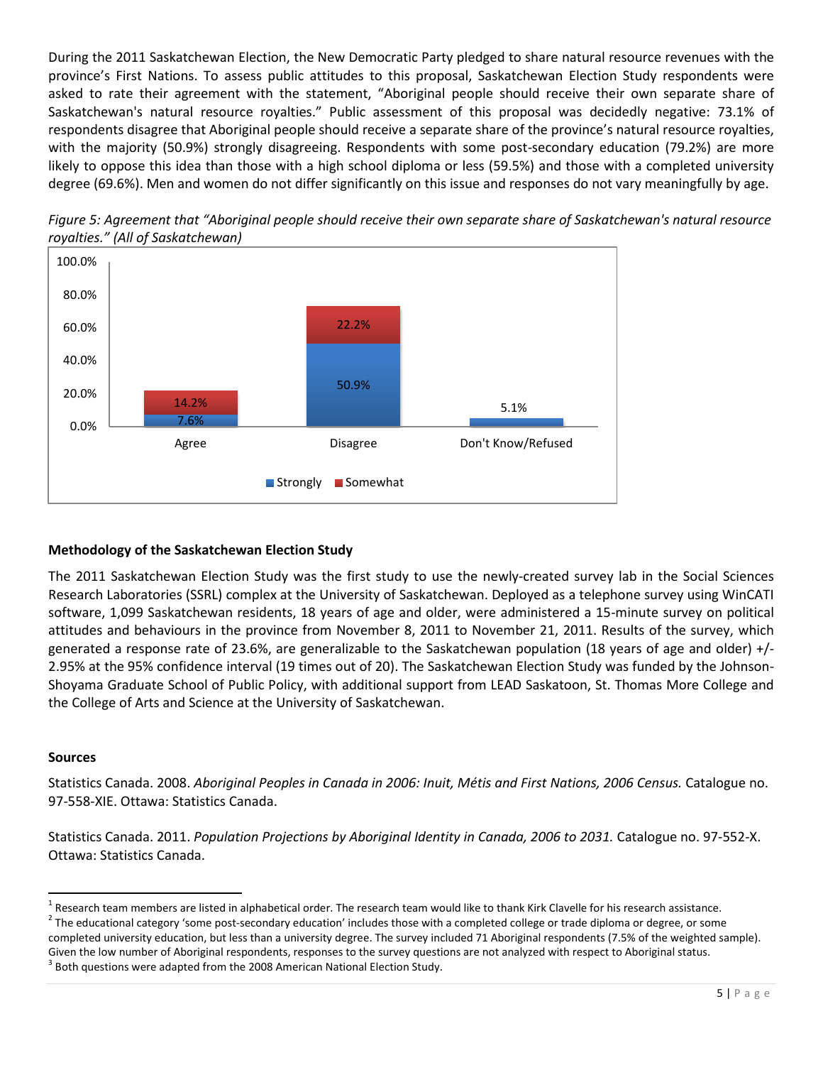During the 2011 Saskatchewan Election, the New Democratic Party pledged to share natural resource revenues with the province's First Nations. To assess public attitudes to this proposal, Saskatchewan Election Study respondents were asked to rate their agreement with the statement, "Aboriginal people should receive their own separate share of Saskatchewan's natural resource royalties." Public assessment of this proposal was decidedly negative: 73.1% of respondents disagree that Aboriginal people should receive a separate share of the province's natural resource royalties, with the majority (50.9%) strongly disagreeing. Respondents with some post-secondary education (79.2%) are more likely to oppose this idea than those with a high school diploma or less (59.5%) and those with a completed university degree (69.6%). Men and women do not differ significantly on this issue and responses do not vary meaningfully by age.

*Figure 5: Agreement that "Aboriginal people should receive their own separate share of Saskatchewan's natural resource royalties." (All of Saskatchewan)*

100.0%
80.0%
60.0%
40.0%
20.0%
0.0%

Agree: 14.2%, 7.6%
Disagree: 22.2%, 50.9%
Don't Know/Refused: 5.1%

Strongly
Somewhat

## Methodology of the Saskatchewan Election Study

The 2011 Saskatchewan Election Study was the first study to use the newly-created survey lab in the Social Sciences Research Laboratories (SSRL) complex at the University of Saskatchewan. Deployed as a telephone survey using WinCATI software, 1,099 Saskatchewan residents, 18 years of age and older, were administered a 15-minute survey on political attitudes and behaviours in the province from November 8, 2011 to November 21, 2011. Results of the survey, which generated a response rate of 23.6%, are generalizable to the Saskatchewan population (18 years of age and older) +/- 2.95% at the 95% confidence interval (19 times out of 20). The Saskatchewan Election Study was funded by the Johnson-Shoyama Graduate School of Public Policy, with additional support from LEAD Saskatoon, St. Thomas More College and the College of Arts and Science at the University of Saskatchewan.

## Sources

Statistics Canada. 2008. *Aboriginal Peoples in Canada in 2006: Inuit, Métis and First Nations, 2006 Census.* Catalogue no. 97-558-XIE. Ottawa: Statistics Canada.

Statistics Canada. 2011. *Population Projections by Aboriginal Identity in Canada, 2006 to 2031.* Catalogue no. 97-552-X. Ottawa: Statistics Canada.

---

[1] Research team members are listed in alphabetical order. The research team would like to thank Kirk Clavelle for his research assistance.

[2] The educational category 'some post-secondary education' includes those with a completed college or trade diploma or degree, or some completed university education, but less than a university degree. The survey included 71 Aboriginal respondents (7.5% of the weighted sample). Given the low number of Aboriginal respondents, responses to the survey questions are not analyzed with respect to Aboriginal status.

[3] Both questions were adapted from the 2008 American National Election Study.